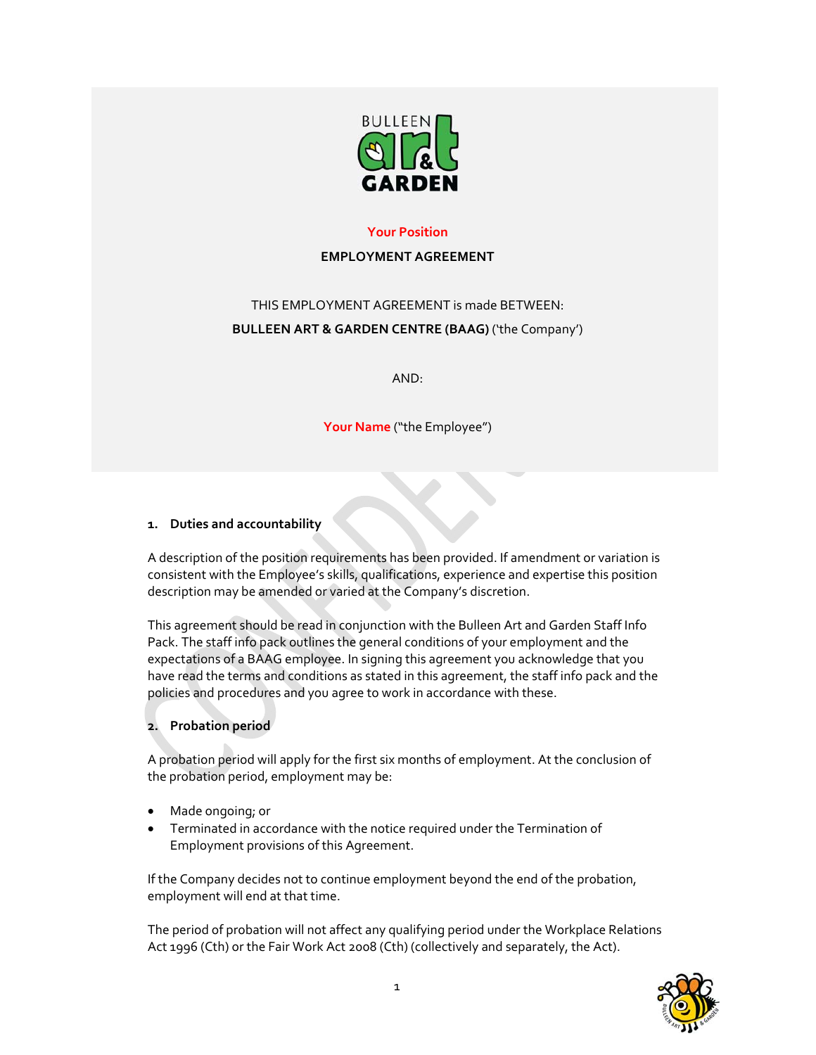**Your Position**

**EMPLOYMENT AGREEMENT**

THIS EMPLOYMENT AGREEMENT is made BETWEEN:

**BULLEEN ART & GARDEN CENTRE (BAAG)** ('the Company')

AND:

**Your Name** ("the Employee")

## 1. Duties and accountability

A description of the position requirements has been provided. If amendment or variation is consistent with the Employee's skills, qualifications, experience and expertise this position description may be amended or varied at the Company's discretion.

This agreement should be read in conjunction with the Bulleen Art and Garden Staff Info Pack. The staff info pack outlines the general conditions of your employment and the expectations of a BAAG employee. In signing this agreement you acknowledge that you have read the terms and conditions as stated in this agreement, the staff info pack and the policies and procedures and you agree to work in accordance with these.

## 2. Probation period

A probation period will apply for the first six months of employment. At the conclusion of the probation period, employment may be:

- Made ongoing; or
- Terminated in accordance with the notice required under the Termination of Employment provisions of this Agreement.

If the Company decides not to continue employment beyond the end of the probation, employment will end at that time.

The period of probation will not affect any qualifying period under the Workplace Relations Act 1996 (Cth) or the Fair Work Act 2008 (Cth) (collectively and separately, the Act).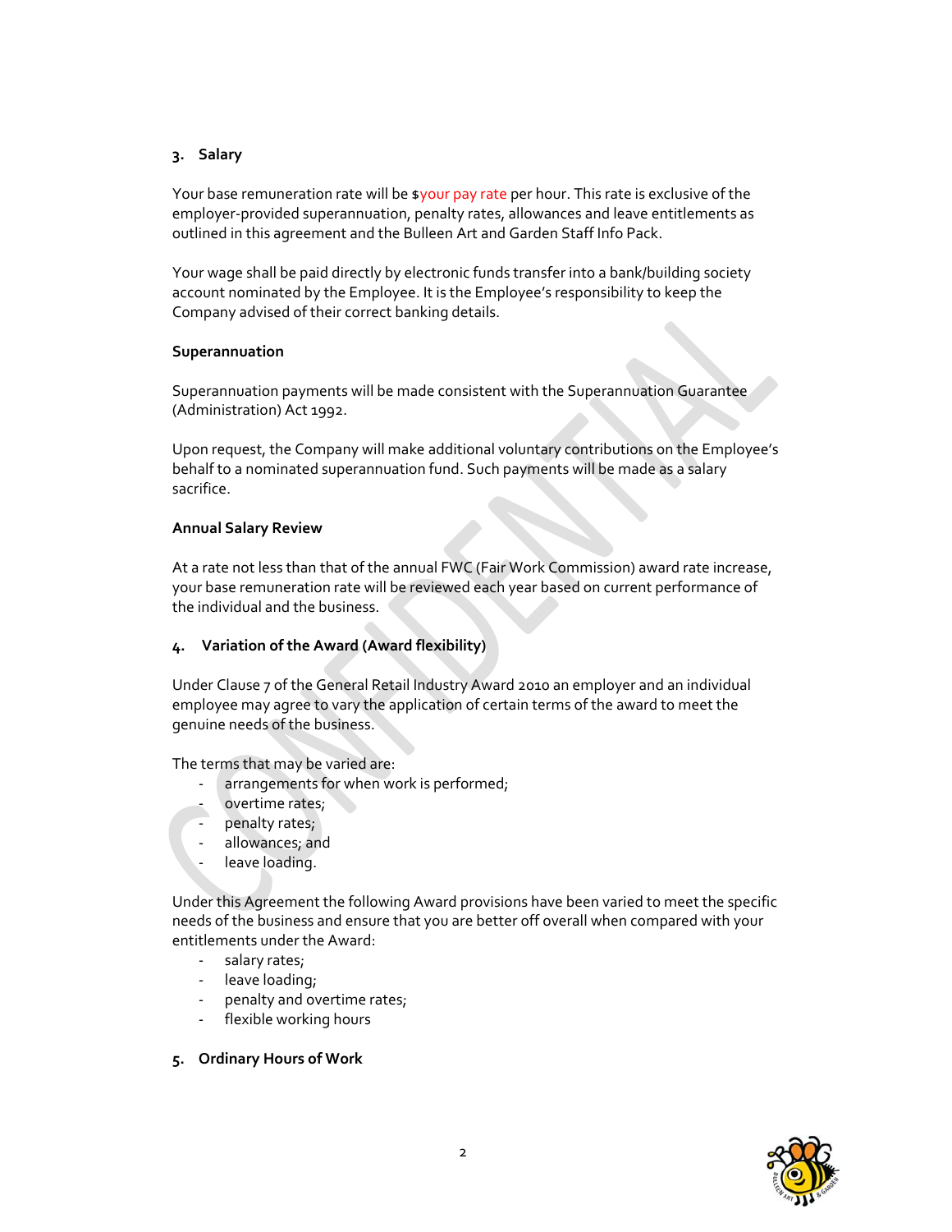## 3. Salary

Your base remuneration rate will be $your pay rate per hour. This rate is exclusive of the employer-provided superannuation, penalty rates, allowances and leave entitlements as outlined in this agreement and the Bulleen Art and Garden Staff Info Pack.

Your wage shall be paid directly by electronic funds transfer into a bank/building society account nominated by the Employee. It is the Employee's responsibility to keep the Company advised of their correct banking details.

### Superannuation

Superannuation payments will be made consistent with the Superannuation Guarantee (Administration) Act 1992.

Upon request, the Company will make additional voluntary contributions on the Employee's behalf to a nominated superannuation fund. Such payments will be made as a salary sacrifice.

### Annual Salary Review

At a rate not less than that of the annual FWC (Fair Work Commission) award rate increase, your base remuneration rate will be reviewed each year based on current performance of the individual and the business.

## 4. Variation of the Award (Award flexibility)

Under Clause 7 of the General Retail Industry Award 2010 an employer and an individual employee may agree to vary the application of certain terms of the award to meet the genuine needs of the business.

The terms that may be varied are:

- arrangements for when work is performed;
- overtime rates;
- penalty rates;
- allowances; and
- leave loading.

Under this Agreement the following Award provisions have been varied to meet the specific needs of the business and ensure that you are better off overall when compared with your entitlements under the Award:

- salary rates;
- leave loading;
- penalty and overtime rates;
- flexible working hours

## 5. Ordinary Hours of Work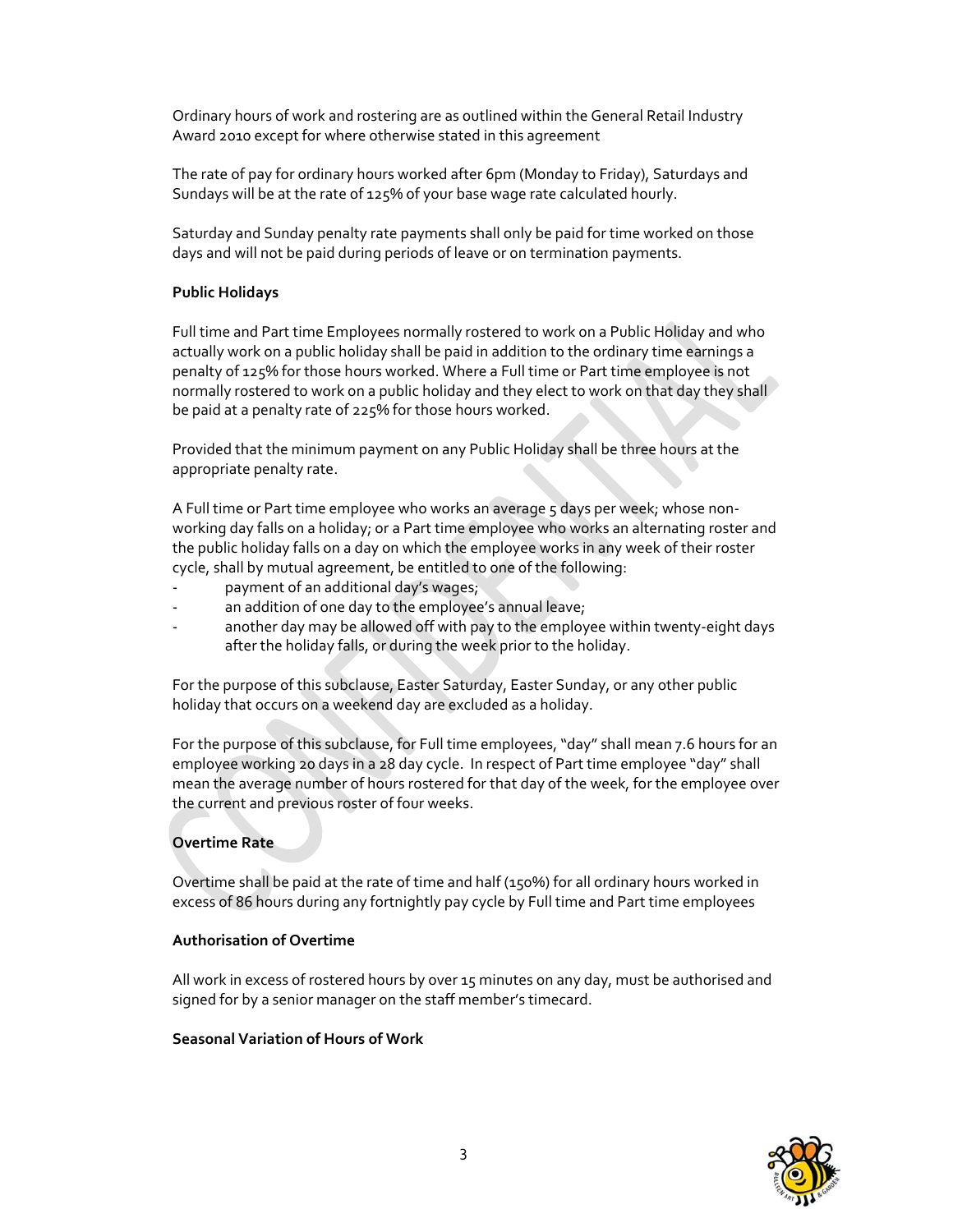Ordinary hours of work and rostering are as outlined within the General Retail Industry Award 2010 except for where otherwise stated in this agreement

The rate of pay for ordinary hours worked after 6pm (Monday to Friday), Saturdays and Sundays will be at the rate of 125% of your base wage rate calculated hourly.

Saturday and Sunday penalty rate payments shall only be paid for time worked on those days and will not be paid during periods of leave or on termination payments.

**Public Holidays**

Full time and Part time Employees normally rostered to work on a Public Holiday and who actually work on a public holiday shall be paid in addition to the ordinary time earnings a penalty of 125% for those hours worked. Where a Full time or Part time employee is not normally rostered to work on a public holiday and they elect to work on that day they shall be paid at a penalty rate of 225% for those hours worked.

Provided that the minimum payment on any Public Holiday shall be three hours at the appropriate penalty rate.

A Full time or Part time employee who works an average 5 days per week; whose non-working day falls on a holiday; or a Part time employee who works an alternating roster and the public holiday falls on a day on which the employee works in any week of their roster cycle, shall by mutual agreement, be entitled to one of the following:

- payment of an additional day's wages;
- an addition of one day to the employee's annual leave;
- another day may be allowed off with pay to the employee within twenty-eight days after the holiday falls, or during the week prior to the holiday.

For the purpose of this subclause, Easter Saturday, Easter Sunday, or any other public holiday that occurs on a weekend day are excluded as a holiday.

For the purpose of this subclause, for Full time employees, "day" shall mean 7.6 hours for an employee working 20 days in a 28 day cycle. In respect of Part time employee "day" shall mean the average number of hours rostered for that day of the week, for the employee over the current and previous roster of four weeks.

**Overtime Rate**

Overtime shall be paid at the rate of time and half (150%) for all ordinary hours worked in excess of 86 hours during any fortnightly pay cycle by Full time and Part time employees

**Authorisation of Overtime**

All work in excess of rostered hours by over 15 minutes on any day, must be authorised and signed for by a senior manager on the staff member's timecard.

**Seasonal Variation of Hours of Work**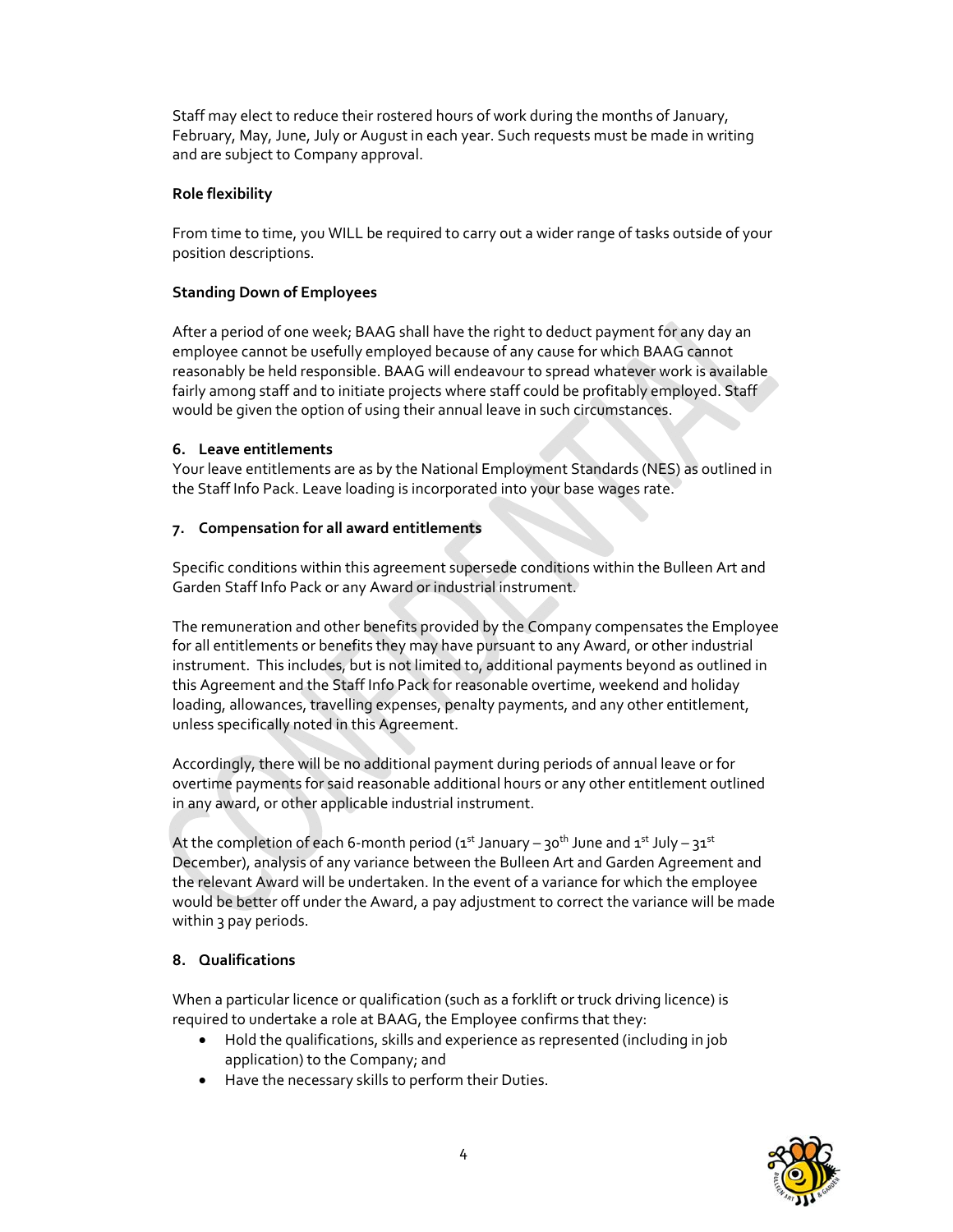Staff may elect to reduce their rostered hours of work during the months of January, February, May, June, July or August in each year. Such requests must be made in writing and are subject to Company approval.

**Role flexibility**

From time to time, you WILL be required to carry out a wider range of tasks outside of your position descriptions.

**Standing Down of Employees**

After a period of one week; BAAG shall have the right to deduct payment for any day an employee cannot be usefully employed because of any cause for which BAAG cannot reasonably be held responsible. BAAG will endeavour to spread whatever work is available fairly among staff and to initiate projects where staff could be profitably employed. Staff would be given the option of using their annual leave in such circumstances.

## 6. Leave entitlements

Your leave entitlements are as by the National Employment Standards (NES) as outlined in the Staff Info Pack. Leave loading is incorporated into your base wages rate.

## 7. Compensation for all award entitlements

Specific conditions within this agreement supersede conditions within the Bulleen Art and Garden Staff Info Pack or any Award or industrial instrument.

The remuneration and other benefits provided by the Company compensates the Employee for all entitlements or benefits they may have pursuant to any Award, or other industrial instrument. This includes, but is not limited to, additional payments beyond as outlined in this Agreement and the Staff Info Pack for reasonable overtime, weekend and holiday loading, allowances, travelling expenses, penalty payments, and any other entitlement, unless specifically noted in this Agreement.

Accordingly, there will be no additional payment during periods of annual leave or for overtime payments for said reasonable additional hours or any other entitlement outlined in any award, or other applicable industrial instrument.

At the completion of each 6-month period (1st January – 30th June and 1st July – 31st December), analysis of any variance between the Bulleen Art and Garden Agreement and the relevant Award will be undertaken. In the event of a variance for which the employee would be better off under the Award, a pay adjustment to correct the variance will be made within 3 pay periods.

## 8. Qualifications

When a particular licence or qualification (such as a forklift or truck driving licence) is required to undertake a role at BAAG, the Employee confirms that they:

- Hold the qualifications, skills and experience as represented (including in job application) to the Company; and
- Have the necessary skills to perform their Duties.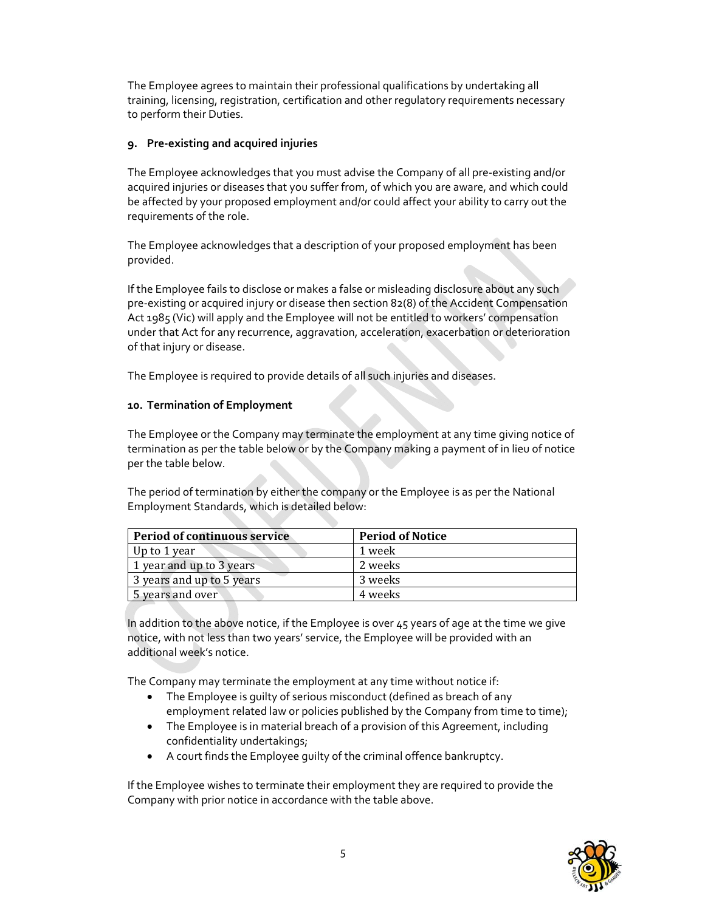The Employee agrees to maintain their professional qualifications by undertaking all training, licensing, registration, certification and other regulatory requirements necessary to perform their Duties.

### 9. Pre-existing and acquired injuries

The Employee acknowledges that you must advise the Company of all pre-existing and/or acquired injuries or diseases that you suffer from, of which you are aware, and which could be affected by your proposed employment and/or could affect your ability to carry out the requirements of the role.

The Employee acknowledges that a description of your proposed employment has been provided.

If the Employee fails to disclose or makes a false or misleading disclosure about any such pre-existing or acquired injury or disease then section 82(8) of the Accident Compensation Act 1985 (Vic) will apply and the Employee will not be entitled to workers' compensation under that Act for any recurrence, aggravation, acceleration, exacerbation or deterioration of that injury or disease.

The Employee is required to provide details of all such injuries and diseases.

### 10. Termination of Employment

The Employee or the Company may terminate the employment at any time giving notice of termination as per the table below or by the Company making a payment of in lieu of notice per the table below.

The period of termination by either the company or the Employee is as per the National Employment Standards, which is detailed below:

| Period of continuous service | Period of Notice |
|---|---|
| Up to 1 year | 1 week |
| 1 year and up to 3 years | 2 weeks |
| 3 years and up to 5 years | 3 weeks |
| 5 years and over | 4 weeks |

In addition to the above notice, if the Employee is over 45 years of age at the time we give notice, with not less than two years' service, the Employee will be provided with an additional week's notice.

The Company may terminate the employment at any time without notice if:

- The Employee is guilty of serious misconduct (defined as breach of any employment related law or policies published by the Company from time to time);
- The Employee is in material breach of a provision of this Agreement, including confidentiality undertakings;
- A court finds the Employee guilty of the criminal offence bankruptcy.

If the Employee wishes to terminate their employment they are required to provide the Company with prior notice in accordance with the table above.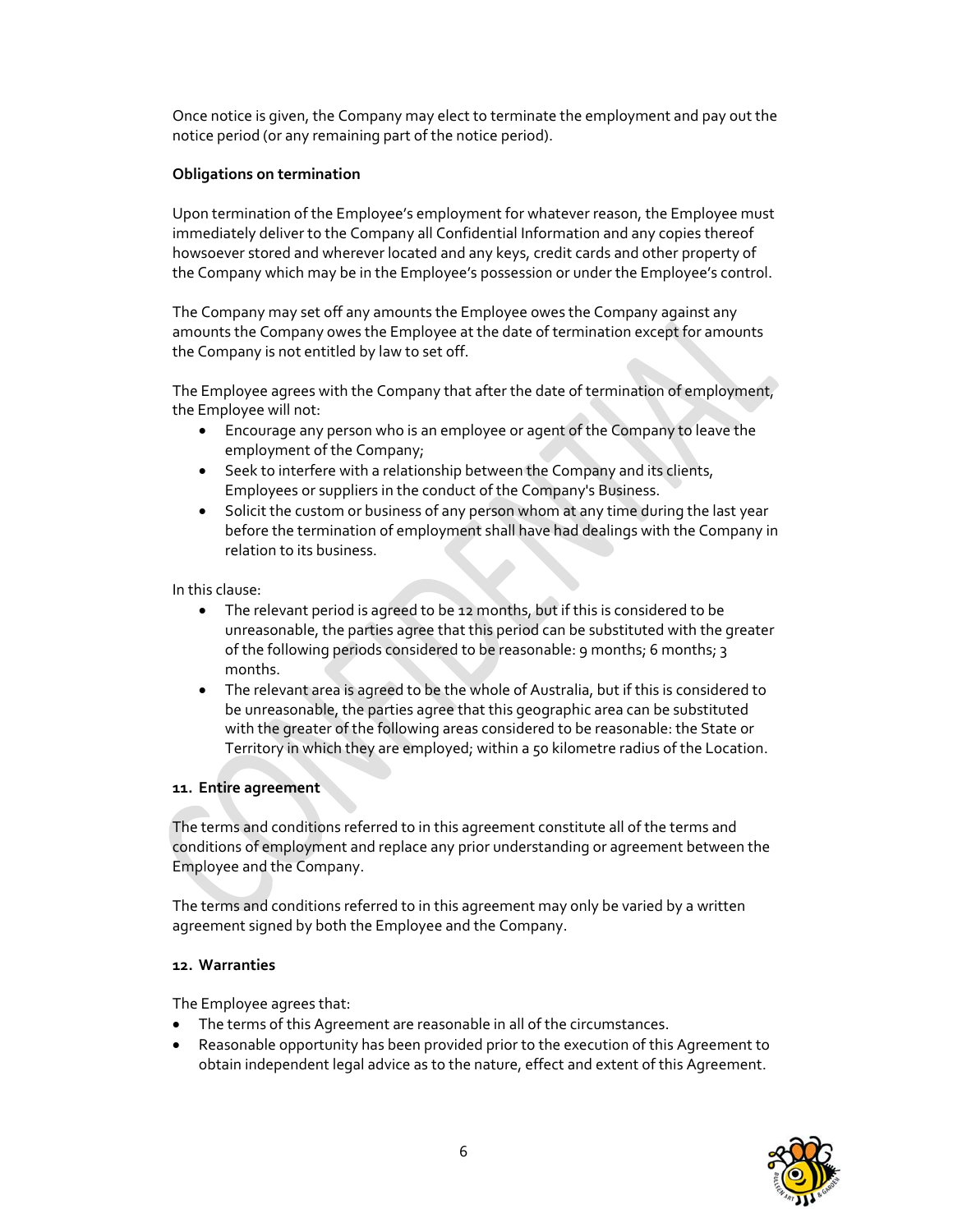Once notice is given, the Company may elect to terminate the employment and pay out the notice period (or any remaining part of the notice period).

**Obligations on termination**

Upon termination of the Employee's employment for whatever reason, the Employee must immediately deliver to the Company all Confidential Information and any copies thereof howsoever stored and wherever located and any keys, credit cards and other property of the Company which may be in the Employee's possession or under the Employee's control.

The Company may set off any amounts the Employee owes the Company against any amounts the Company owes the Employee at the date of termination except for amounts the Company is not entitled by law to set off.

The Employee agrees with the Company that after the date of termination of employment, the Employee will not:

- Encourage any person who is an employee or agent of the Company to leave the employment of the Company;
- Seek to interfere with a relationship between the Company and its clients, Employees or suppliers in the conduct of the Company's Business.
- Solicit the custom or business of any person whom at any time during the last year before the termination of employment shall have had dealings with the Company in relation to its business.

In this clause:

- The relevant period is agreed to be 12 months, but if this is considered to be unreasonable, the parties agree that this period can be substituted with the greater of the following periods considered to be reasonable: 9 months; 6 months; 3 months.
- The relevant area is agreed to be the whole of Australia, but if this is considered to be unreasonable, the parties agree that this geographic area can be substituted with the greater of the following areas considered to be reasonable: the State or Territory in which they are employed; within a 50 kilometre radius of the Location.

## 11. Entire agreement

The terms and conditions referred to in this agreement constitute all of the terms and conditions of employment and replace any prior understanding or agreement between the Employee and the Company.

The terms and conditions referred to in this agreement may only be varied by a written agreement signed by both the Employee and the Company.

## 12. Warranties

The Employee agrees that:

- The terms of this Agreement are reasonable in all of the circumstances.
- Reasonable opportunity has been provided prior to the execution of this Agreement to obtain independent legal advice as to the nature, effect and extent of this Agreement.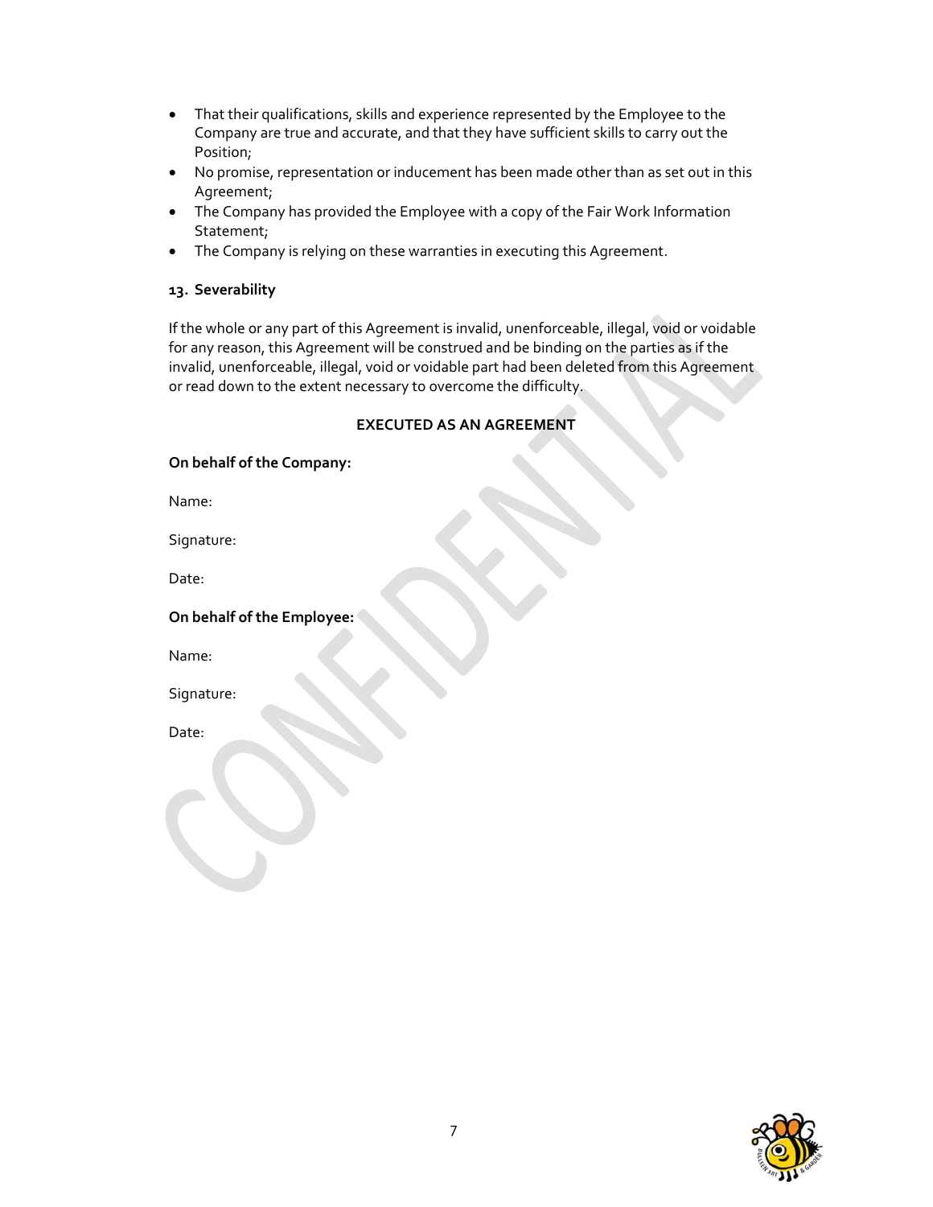- That their qualifications, skills and experience represented by the Employee to the Company are true and accurate, and that they have sufficient skills to carry out the Position;
- No promise, representation or inducement has been made other than as set out in this Agreement;
- The Company has provided the Employee with a copy of the Fair Work Information Statement;
- The Company is relying on these warranties in executing this Agreement.

**13. Severability**

If the whole or any part of this Agreement is invalid, unenforceable, illegal, void or voidable for any reason, this Agreement will be construed and be binding on the parties as if the invalid, unenforceable, illegal, void or voidable part had been deleted from this Agreement or read down to the extent necessary to overcome the difficulty.

**EXECUTED AS AN AGREEMENT**

**On behalf of the Company:**

Name:

Signature:

Date:

**On behalf of the Employee:**

Name:

Signature:

Date: